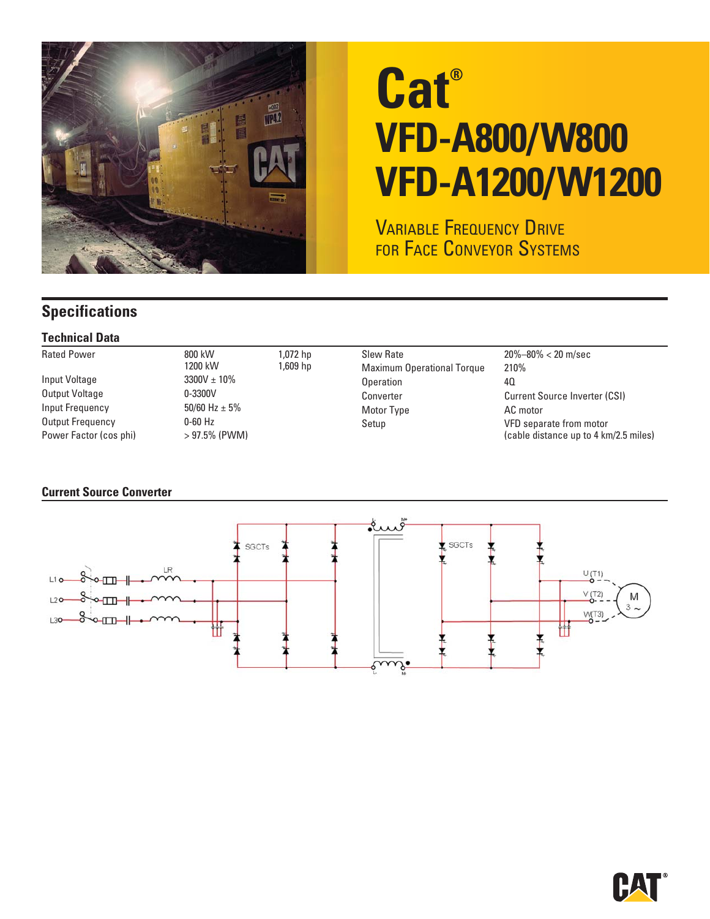# Cat®

# VFD-A800/W800
# VFD-A1200/W1200

VARIABLE FREQUENCY DRIVE
FOR FACE CONVEYOR SYSTEMS

## Specifications

### Technical Data

| | | | | |
|---|---|---|---|---|
| Rated Power | 800 kW<br>1200 kW | 1,072 hp<br>1,609 hp | Slew Rate | 20%–80% < 20 m/sec |
| | | | Maximum Operational Torque | 210% |
| Input Voltage | 3300V ± 10% | | Operation | 4Q |
| Output Voltage | 0-3300V | | Converter | Current Source Inverter (CSI) |
| Input Frequency | 50/60 Hz ± 5% | | Motor Type | AC motor |
| Output Frequency | 0-60 Hz | | Setup | VFD separate from motor<br>(cable distance up to 4 km/2.5 miles) |
| Power Factor (cos phi) | > 97.5% (PWM) | | | |

### Current Source Converter

L1 L2 L3 LR SGCTs SGCTs U (T1) V (T2) W (T3) M 3 ~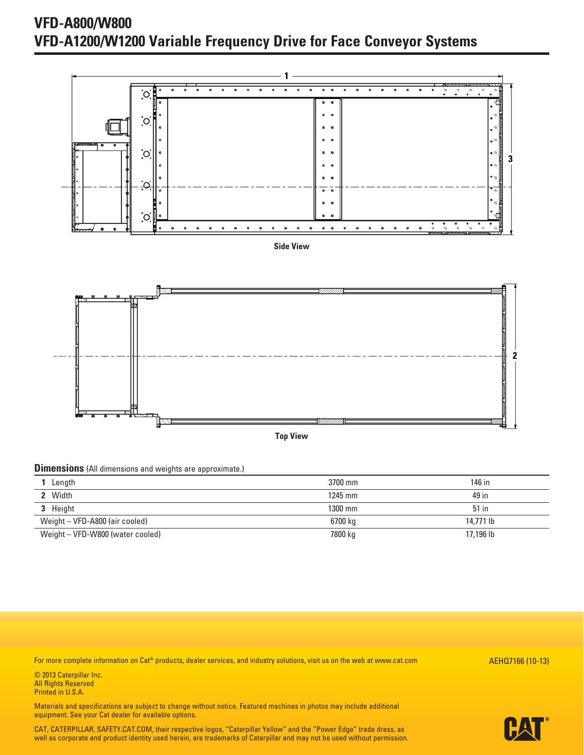# VFD-A800/W800
# VFD-A1200/W1200 Variable Frequency Drive for Face Conveyor Systems

1

3

Side View

2

Top View

**Dimensions** (All dimensions and weights are approximate.)

| | | |
|---|---|---|
| **1** Length | 3700 mm | 146 in |
| **2** Width | 1245 mm | 49 in |
| **3** Height | 1300 mm | 51 in |
| Weight – VFD-A800 (air cooled) | 6700 kg | 14,771 lb |
| Weight – VFD-W800 (water cooled) | 7800 kg | 17,196 lb |

For more complete information on Cat® products, dealer services, and industry solutions, visit us on the web at www.cat.com

AEHQ7166 (10-13)

© 2013 Caterpillar Inc.
All Rights Reserved
Printed in U.S.A.

Materials and specifications are subject to change without notice. Featured machines in photos may include additional equipment. See your Cat dealer for available options.

CAT, CATERPILLAR, SAFETY.CAT.COM, their respective logos, "Caterpillar Yellow" and the "Power Edge" trade dress, as well as corporate and product identity used herein, are trademarks of Caterpillar and may not be used without permission.